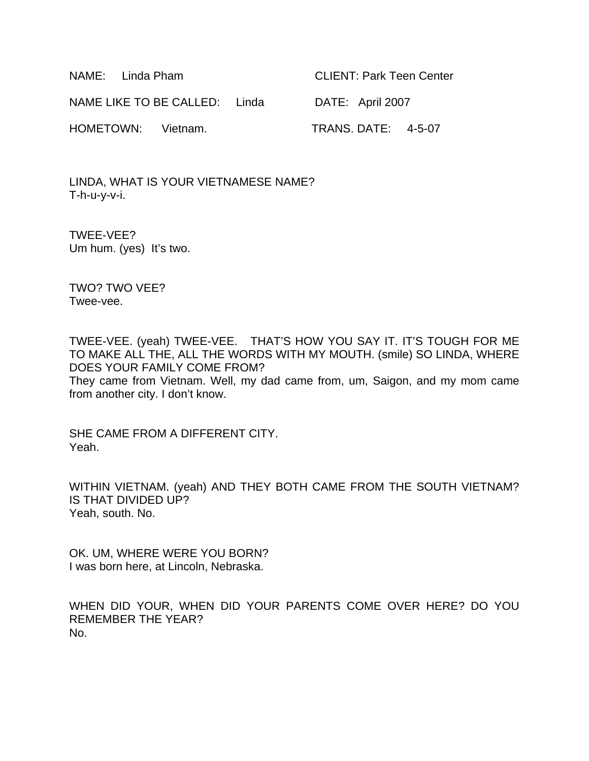NAME: Linda Pham CLIENT: Park Teen Center

NAME LIKE TO BE CALLED: Linda DATE: April 2007

HOMETOWN: Vietnam. TRANS. DATE: 4-5-07

LINDA, WHAT IS YOUR VIETNAMESE NAME?
T-h-u-y-v-i.

TWEE-VEE?
Um hum. (yes) It's two.

TWO? TWO VEE?
Twee-vee.

TWEE-VEE. (yeah) TWEE-VEE. THAT'S HOW YOU SAY IT. IT'S TOUGH FOR ME TO MAKE ALL THE, ALL THE WORDS WITH MY MOUTH. (smile) SO LINDA, WHERE DOES YOUR FAMILY COME FROM?
They came from Vietnam. Well, my dad came from, um, Saigon, and my mom came from another city. I don't know.

SHE CAME FROM A DIFFERENT CITY.
Yeah.

WITHIN VIETNAM. (yeah) AND THEY BOTH CAME FROM THE SOUTH VIETNAM? IS THAT DIVIDED UP?
Yeah, south. No.

OK. UM, WHERE WERE YOU BORN?
I was born here, at Lincoln, Nebraska.

WHEN DID YOUR, WHEN DID YOUR PARENTS COME OVER HERE? DO YOU REMEMBER THE YEAR?
No.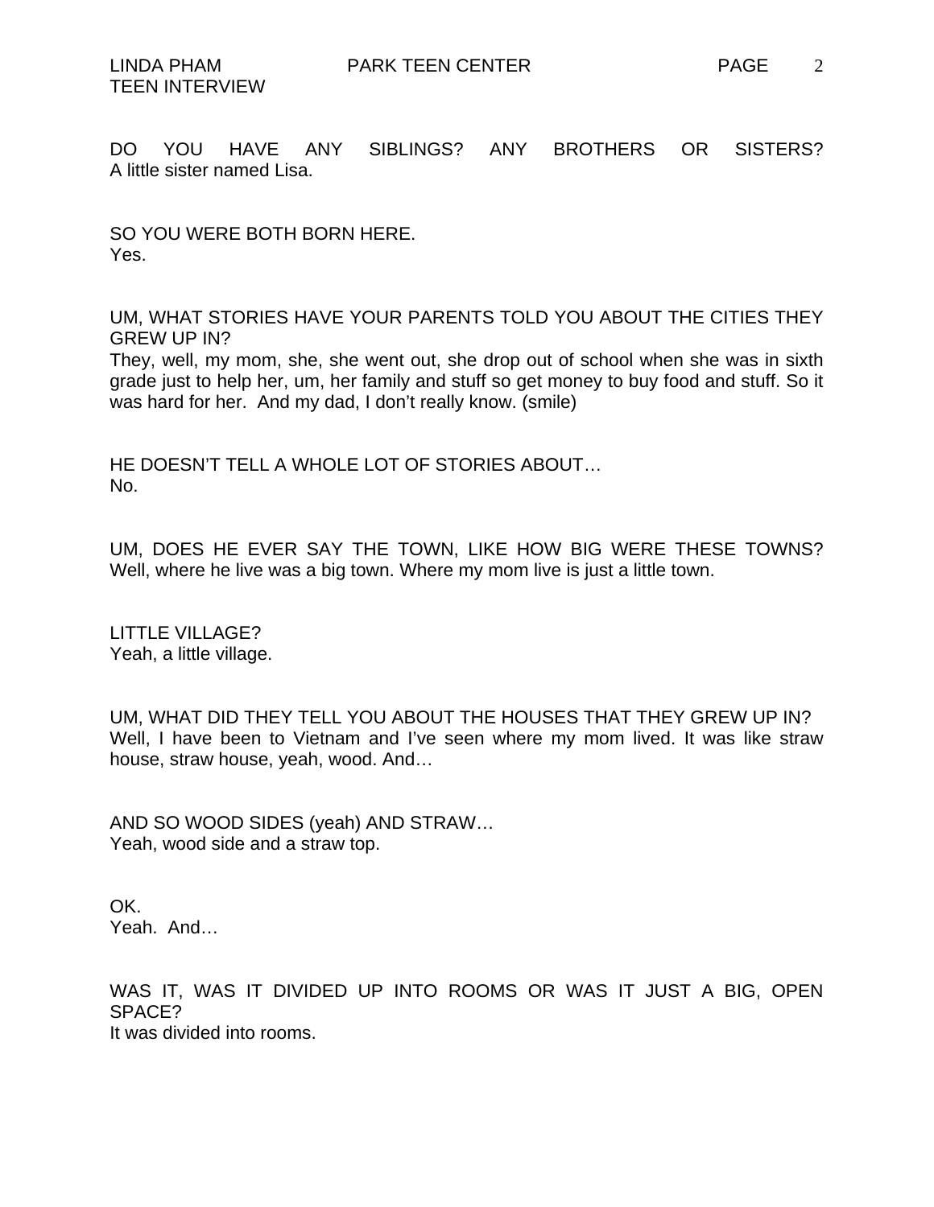DO YOU HAVE ANY SIBLINGS? ANY BROTHERS OR SISTERS?
A little sister named Lisa.

SO YOU WERE BOTH BORN HERE.
Yes.

UM, WHAT STORIES HAVE YOUR PARENTS TOLD YOU ABOUT THE CITIES THEY GREW UP IN?
They, well, my mom, she, she went out, she drop out of school when she was in sixth grade just to help her, um, her family and stuff so get money to buy food and stuff. So it was hard for her. And my dad, I don't really know. (smile)

HE DOESN'T TELL A WHOLE LOT OF STORIES ABOUT…
No.

UM, DOES HE EVER SAY THE TOWN, LIKE HOW BIG WERE THESE TOWNS?
Well, where he live was a big town. Where my mom live is just a little town.

LITTLE VILLAGE?
Yeah, a little village.

UM, WHAT DID THEY TELL YOU ABOUT THE HOUSES THAT THEY GREW UP IN?
Well, I have been to Vietnam and I've seen where my mom lived. It was like straw house, straw house, yeah, wood. And…

AND SO WOOD SIDES (yeah) AND STRAW…
Yeah, wood side and a straw top.

OK.
Yeah. And…

WAS IT, WAS IT DIVIDED UP INTO ROOMS OR WAS IT JUST A BIG, OPEN SPACE?
It was divided into rooms.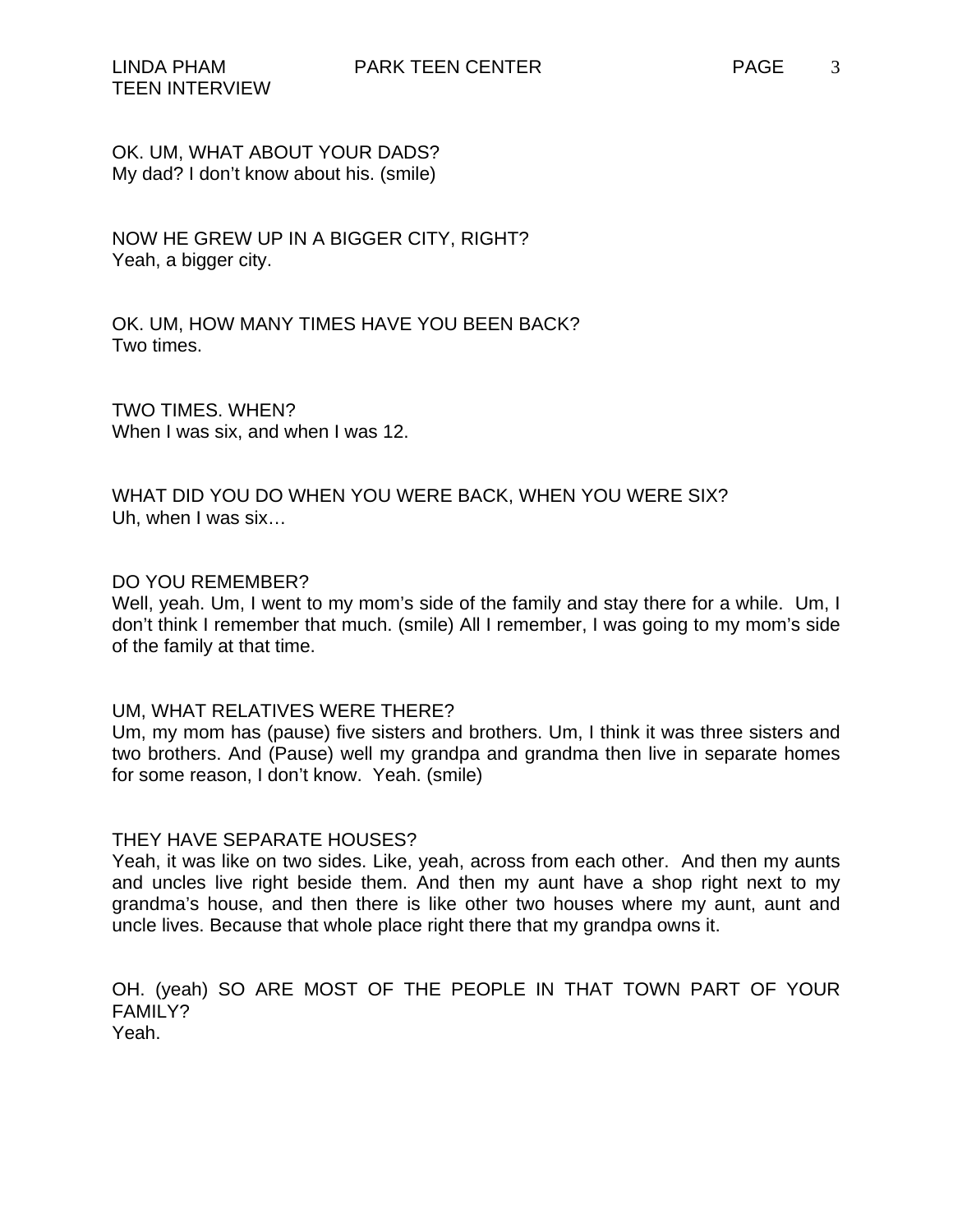OK. UM, WHAT ABOUT YOUR DADS?
My dad? I don't know about his. (smile)

NOW HE GREW UP IN A BIGGER CITY, RIGHT?
Yeah, a bigger city.

OK. UM, HOW MANY TIMES HAVE YOU BEEN BACK?
Two times.

TWO TIMES. WHEN?
When I was six, and when I was 12.

WHAT DID YOU DO WHEN YOU WERE BACK, WHEN YOU WERE SIX?
Uh, when I was six…

DO YOU REMEMBER?
Well, yeah. Um, I went to my mom's side of the family and stay there for a while. Um, I don't think I remember that much. (smile) All I remember, I was going to my mom's side of the family at that time.

UM, WHAT RELATIVES WERE THERE?
Um, my mom has (pause) five sisters and brothers. Um, I think it was three sisters and two brothers. And (Pause) well my grandpa and grandma then live in separate homes for some reason, I don't know. Yeah. (smile)

THEY HAVE SEPARATE HOUSES?
Yeah, it was like on two sides. Like, yeah, across from each other. And then my aunts and uncles live right beside them. And then my aunt have a shop right next to my grandma's house, and then there is like other two houses where my aunt, aunt and uncle lives. Because that whole place right there that my grandpa owns it.

OH. (yeah) SO ARE MOST OF THE PEOPLE IN THAT TOWN PART OF YOUR FAMILY?
Yeah.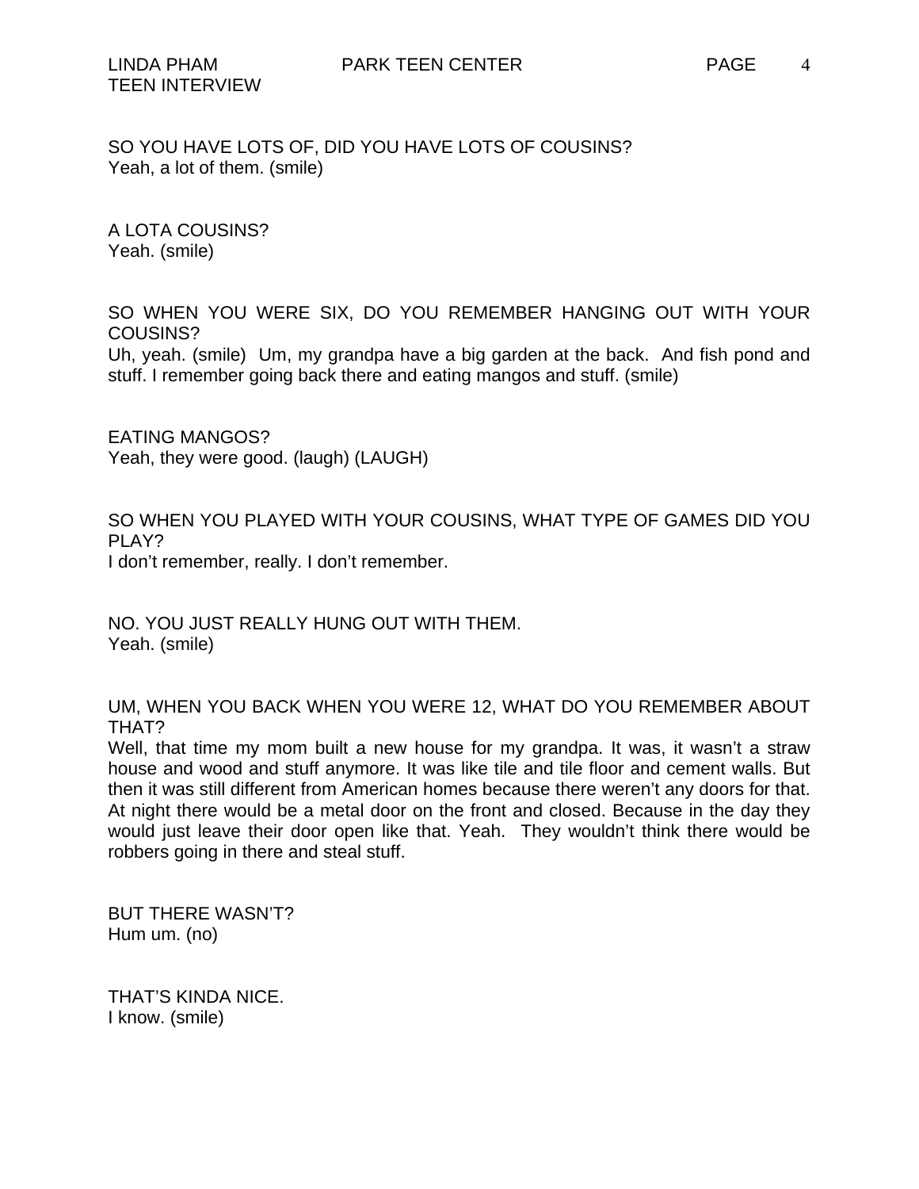SO YOU HAVE LOTS OF, DID YOU HAVE LOTS OF COUSINS?
Yeah, a lot of them. (smile)

A LOTA COUSINS?
Yeah. (smile)

SO WHEN YOU WERE SIX, DO YOU REMEMBER HANGING OUT WITH YOUR COUSINS?
Uh, yeah. (smile) Um, my grandpa have a big garden at the back. And fish pond and stuff. I remember going back there and eating mangos and stuff. (smile)

EATING MANGOS?
Yeah, they were good. (laugh) (LAUGH)

SO WHEN YOU PLAYED WITH YOUR COUSINS, WHAT TYPE OF GAMES DID YOU PLAY?
I don't remember, really. I don't remember.

NO. YOU JUST REALLY HUNG OUT WITH THEM.
Yeah. (smile)

UM, WHEN YOU BACK WHEN YOU WERE 12, WHAT DO YOU REMEMBER ABOUT THAT?
Well, that time my mom built a new house for my grandpa. It was, it wasn't a straw house and wood and stuff anymore. It was like tile and tile floor and cement walls. But then it was still different from American homes because there weren't any doors for that. At night there would be a metal door on the front and closed. Because in the day they would just leave their door open like that. Yeah. They wouldn't think there would be robbers going in there and steal stuff.

BUT THERE WASN'T?
Hum um. (no)

THAT'S KINDA NICE.
I know. (smile)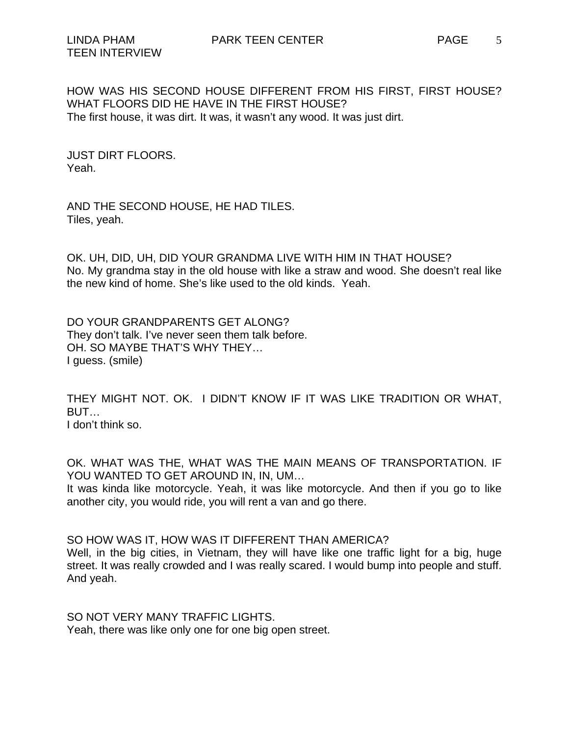HOW WAS HIS SECOND HOUSE DIFFERENT FROM HIS FIRST, FIRST HOUSE? WHAT FLOORS DID HE HAVE IN THE FIRST HOUSE?
The first house, it was dirt. It was, it wasn't any wood. It was just dirt.

JUST DIRT FLOORS.
Yeah.

AND THE SECOND HOUSE, HE HAD TILES.
Tiles, yeah.

OK. UH, DID, UH, DID YOUR GRANDMA LIVE WITH HIM IN THAT HOUSE?
No. My grandma stay in the old house with like a straw and wood. She doesn't real like the new kind of home. She's like used to the old kinds. Yeah.

DO YOUR GRANDPARENTS GET ALONG?
They don't talk. I've never seen them talk before.
OH. SO MAYBE THAT'S WHY THEY…
I guess. (smile)

THEY MIGHT NOT. OK. I DIDN'T KNOW IF IT WAS LIKE TRADITION OR WHAT, BUT…
I don't think so.

OK. WHAT WAS THE, WHAT WAS THE MAIN MEANS OF TRANSPORTATION. IF YOU WANTED TO GET AROUND IN, IN, UM…
It was kinda like motorcycle. Yeah, it was like motorcycle. And then if you go to like another city, you would ride, you will rent a van and go there.

SO HOW WAS IT, HOW WAS IT DIFFERENT THAN AMERICA?
Well, in the big cities, in Vietnam, they will have like one traffic light for a big, huge street. It was really crowded and I was really scared. I would bump into people and stuff. And yeah.

SO NOT VERY MANY TRAFFIC LIGHTS.
Yeah, there was like only one for one big open street.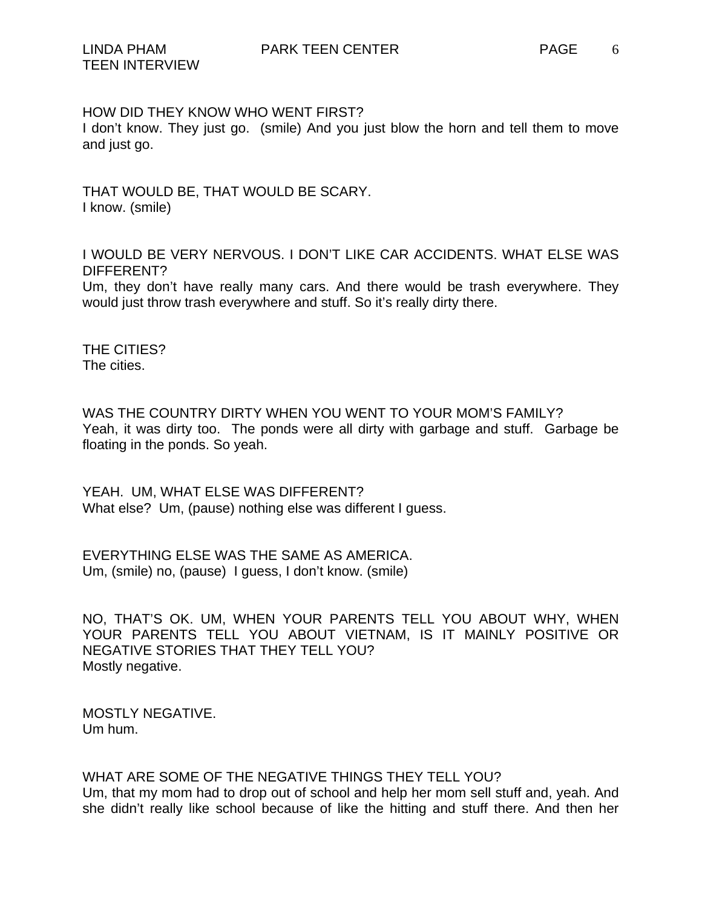HOW DID THEY KNOW WHO WENT FIRST?
I don't know. They just go. (smile) And you just blow the horn and tell them to move and just go.

THAT WOULD BE, THAT WOULD BE SCARY.
I know. (smile)

I WOULD BE VERY NERVOUS. I DON'T LIKE CAR ACCIDENTS. WHAT ELSE WAS DIFFERENT?
Um, they don't have really many cars. And there would be trash everywhere. They would just throw trash everywhere and stuff. So it's really dirty there.

THE CITIES?
The cities.

WAS THE COUNTRY DIRTY WHEN YOU WENT TO YOUR MOM'S FAMILY?
Yeah, it was dirty too. The ponds were all dirty with garbage and stuff. Garbage be floating in the ponds. So yeah.

YEAH. UM, WHAT ELSE WAS DIFFERENT?
What else? Um, (pause) nothing else was different I guess.

EVERYTHING ELSE WAS THE SAME AS AMERICA.
Um, (smile) no, (pause) I guess, I don't know. (smile)

NO, THAT'S OK. UM, WHEN YOUR PARENTS TELL YOU ABOUT WHY, WHEN YOUR PARENTS TELL YOU ABOUT VIETNAM, IS IT MAINLY POSITIVE OR NEGATIVE STORIES THAT THEY TELL YOU?
Mostly negative.

MOSTLY NEGATIVE.
Um hum.

WHAT ARE SOME OF THE NEGATIVE THINGS THEY TELL YOU?
Um, that my mom had to drop out of school and help her mom sell stuff and, yeah. And she didn't really like school because of like the hitting and stuff there. And then her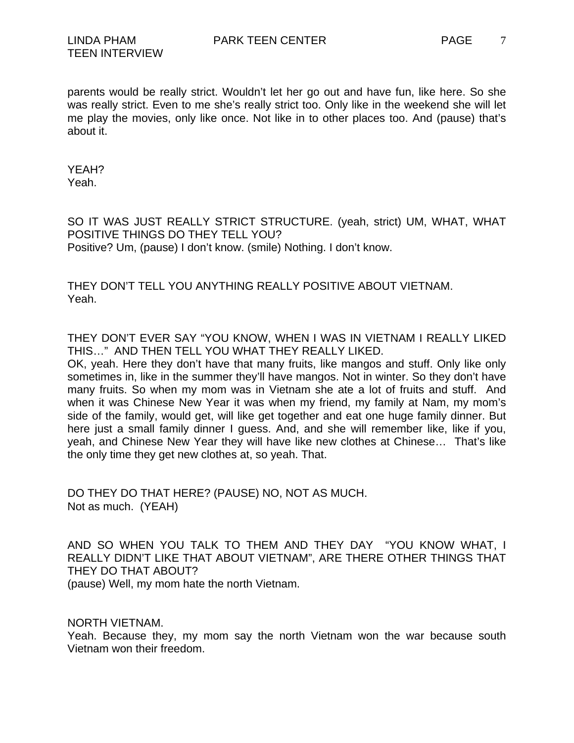parents would be really strict. Wouldn't let her go out and have fun, like here. So she was really strict. Even to me she's really strict too. Only like in the weekend she will let me play the movies, only like once. Not like in to other places too. And (pause) that's about it.

YEAH?
Yeah.

SO IT WAS JUST REALLY STRICT STRUCTURE. (yeah, strict) UM, WHAT, WHAT POSITIVE THINGS DO THEY TELL YOU?
Positive? Um, (pause) I don't know. (smile) Nothing. I don't know.

THEY DON'T TELL YOU ANYTHING REALLY POSITIVE ABOUT VIETNAM.
Yeah.

THEY DON'T EVER SAY "YOU KNOW, WHEN I WAS IN VIETNAM I REALLY LIKED THIS…" AND THEN TELL YOU WHAT THEY REALLY LIKED.
OK, yeah. Here they don't have that many fruits, like mangos and stuff. Only like only sometimes in, like in the summer they'll have mangos. Not in winter. So they don't have many fruits. So when my mom was in Vietnam she ate a lot of fruits and stuff. And when it was Chinese New Year it was when my friend, my family at Nam, my mom's side of the family, would get, will like get together and eat one huge family dinner. But here just a small family dinner I guess. And, and she will remember like, like if you, yeah, and Chinese New Year they will have like new clothes at Chinese… That's like the only time they get new clothes at, so yeah. That.

DO THEY DO THAT HERE? (PAUSE) NO, NOT AS MUCH.
Not as much. (YEAH)

AND SO WHEN YOU TALK TO THEM AND THEY DAY "YOU KNOW WHAT, I REALLY DIDN'T LIKE THAT ABOUT VIETNAM", ARE THERE OTHER THINGS THAT THEY DO THAT ABOUT?
(pause) Well, my mom hate the north Vietnam.

NORTH VIETNAM.
Yeah. Because they, my mom say the north Vietnam won the war because south Vietnam won their freedom.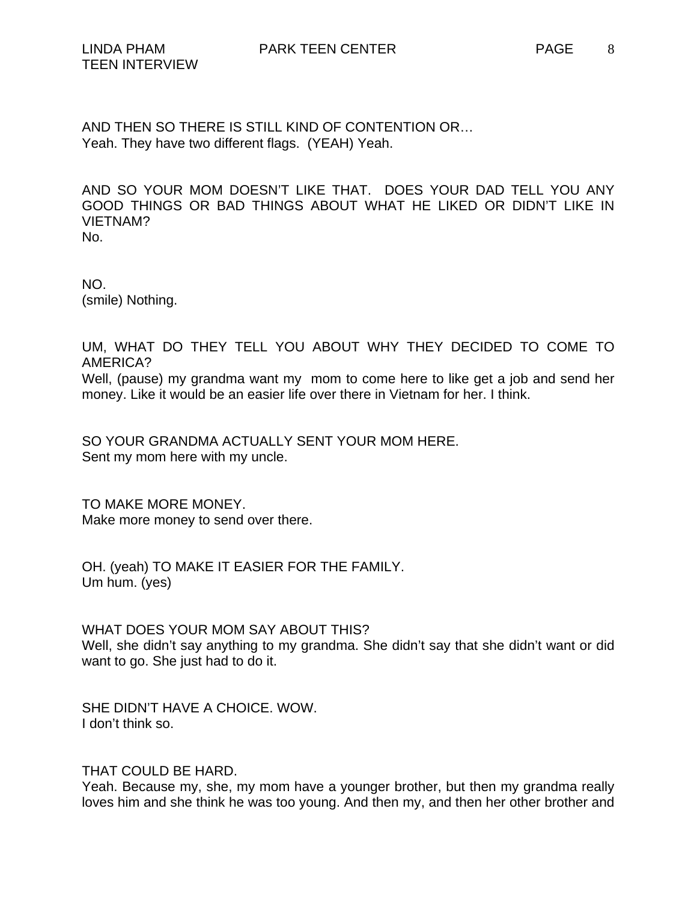AND THEN SO THERE IS STILL KIND OF CONTENTION OR…
Yeah. They have two different flags. (YEAH) Yeah.

AND SO YOUR MOM DOESN'T LIKE THAT. DOES YOUR DAD TELL YOU ANY GOOD THINGS OR BAD THINGS ABOUT WHAT HE LIKED OR DIDN'T LIKE IN VIETNAM?
No.

NO.
(smile) Nothing.

UM, WHAT DO THEY TELL YOU ABOUT WHY THEY DECIDED TO COME TO AMERICA?
Well, (pause) my grandma want my mom to come here to like get a job and send her money. Like it would be an easier life over there in Vietnam for her. I think.

SO YOUR GRANDMA ACTUALLY SENT YOUR MOM HERE.
Sent my mom here with my uncle.

TO MAKE MORE MONEY.
Make more money to send over there.

OH. (yeah) TO MAKE IT EASIER FOR THE FAMILY.
Um hum. (yes)

WHAT DOES YOUR MOM SAY ABOUT THIS?
Well, she didn't say anything to my grandma. She didn't say that she didn't want or did want to go. She just had to do it.

SHE DIDN'T HAVE A CHOICE. WOW.
I don't think so.

THAT COULD BE HARD.
Yeah. Because my, she, my mom have a younger brother, but then my grandma really loves him and she think he was too young. And then my, and then her other brother and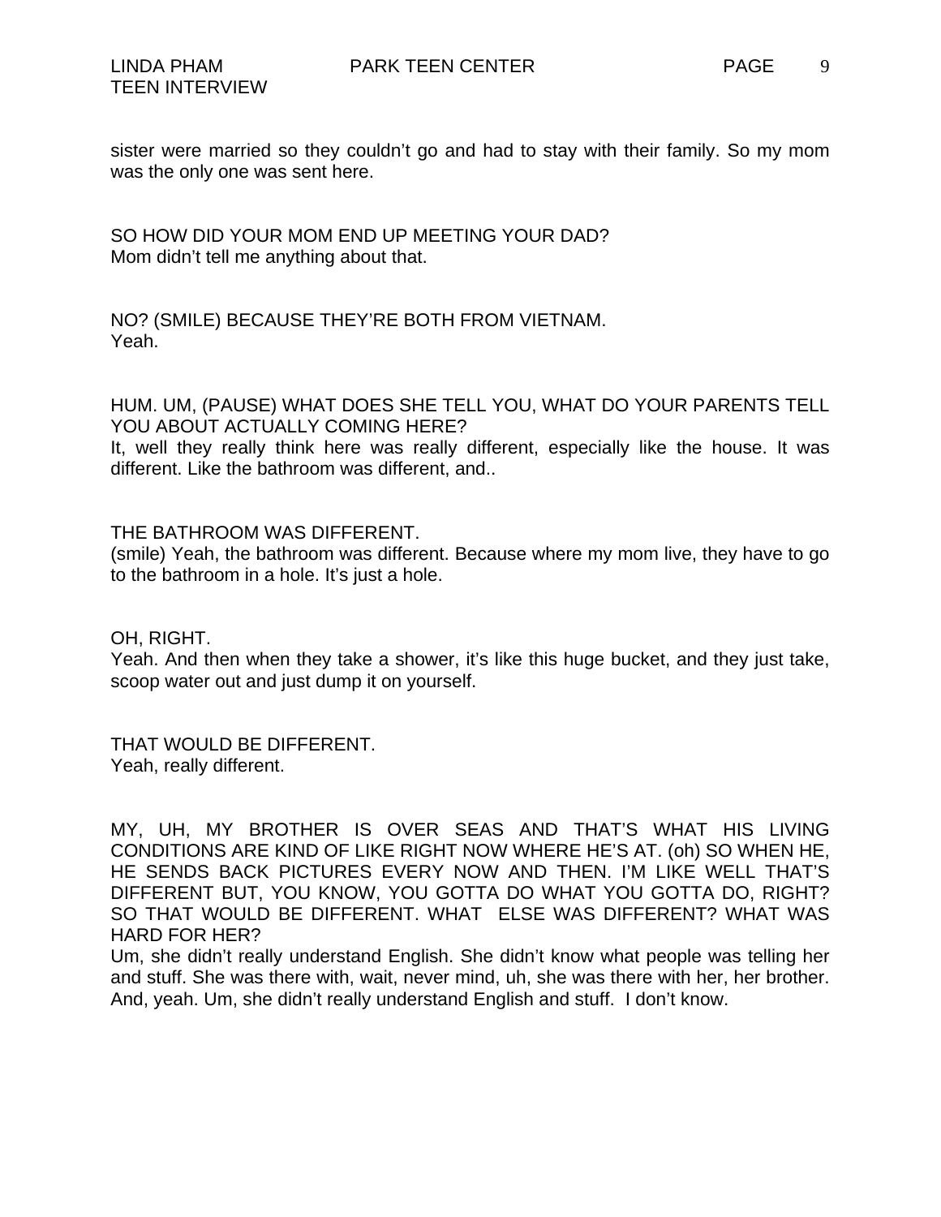sister were married so they couldn't go and had to stay with their family. So my mom was the only one was sent here.

SO HOW DID YOUR MOM END UP MEETING YOUR DAD?
Mom didn't tell me anything about that.

NO? (SMILE) BECAUSE THEY'RE BOTH FROM VIETNAM.
Yeah.

HUM. UM, (PAUSE) WHAT DOES SHE TELL YOU, WHAT DO YOUR PARENTS TELL YOU ABOUT ACTUALLY COMING HERE?
It, well they really think here was really different, especially like the house. It was different. Like the bathroom was different, and..

THE BATHROOM WAS DIFFERENT.
(smile) Yeah, the bathroom was different. Because where my mom live, they have to go to the bathroom in a hole. It's just a hole.

OH, RIGHT.
Yeah. And then when they take a shower, it's like this huge bucket, and they just take, scoop water out and just dump it on yourself.

THAT WOULD BE DIFFERENT.
Yeah, really different.

MY, UH, MY BROTHER IS OVER SEAS AND THAT'S WHAT HIS LIVING CONDITIONS ARE KIND OF LIKE RIGHT NOW WHERE HE'S AT. (oh) SO WHEN HE, HE SENDS BACK PICTURES EVERY NOW AND THEN. I'M LIKE WELL THAT'S DIFFERENT BUT, YOU KNOW, YOU GOTTA DO WHAT YOU GOTTA DO, RIGHT? SO THAT WOULD BE DIFFERENT. WHAT ELSE WAS DIFFERENT? WHAT WAS HARD FOR HER?
Um, she didn't really understand English. She didn't know what people was telling her and stuff. She was there with, wait, never mind, uh, she was there with her, her brother. And, yeah. Um, she didn't really understand English and stuff. I don't know.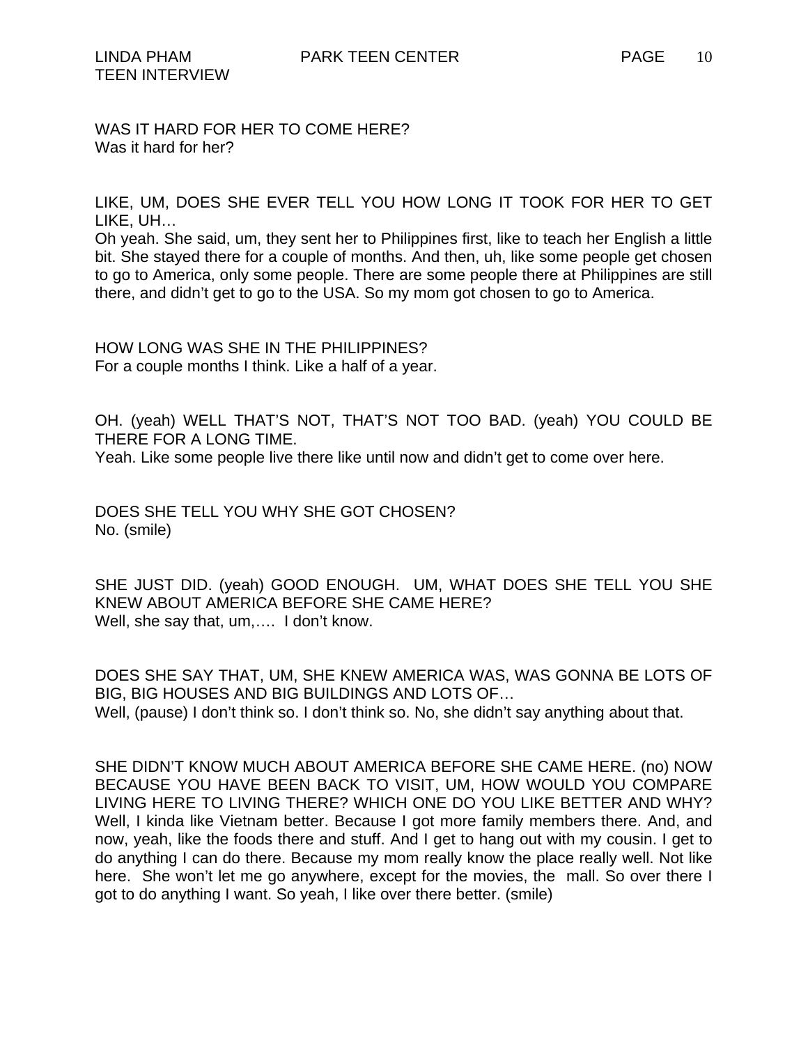WAS IT HARD FOR HER TO COME HERE?
Was it hard for her?

LIKE, UM, DOES SHE EVER TELL YOU HOW LONG IT TOOK FOR HER TO GET LIKE, UH…
Oh yeah. She said, um, they sent her to Philippines first, like to teach her English a little bit. She stayed there for a couple of months. And then, uh, like some people get chosen to go to America, only some people. There are some people there at Philippines are still there, and didn't get to go to the USA. So my mom got chosen to go to America.

HOW LONG WAS SHE IN THE PHILIPPINES?
For a couple months I think. Like a half of a year.

OH. (yeah) WELL THAT'S NOT, THAT'S NOT TOO BAD. (yeah) YOU COULD BE THERE FOR A LONG TIME.
Yeah. Like some people live there like until now and didn't get to come over here.

DOES SHE TELL YOU WHY SHE GOT CHOSEN?
No. (smile)

SHE JUST DID. (yeah) GOOD ENOUGH. UM, WHAT DOES SHE TELL YOU SHE KNEW ABOUT AMERICA BEFORE SHE CAME HERE?
Well, she say that, um,…. I don't know.

DOES SHE SAY THAT, UM, SHE KNEW AMERICA WAS, WAS GONNA BE LOTS OF BIG, BIG HOUSES AND BIG BUILDINGS AND LOTS OF…
Well, (pause) I don't think so. I don't think so. No, she didn't say anything about that.

SHE DIDN'T KNOW MUCH ABOUT AMERICA BEFORE SHE CAME HERE. (no) NOW BECAUSE YOU HAVE BEEN BACK TO VISIT, UM, HOW WOULD YOU COMPARE LIVING HERE TO LIVING THERE? WHICH ONE DO YOU LIKE BETTER AND WHY?
Well, I kinda like Vietnam better. Because I got more family members there. And, and now, yeah, like the foods there and stuff. And I get to hang out with my cousin. I get to do anything I can do there. Because my mom really know the place really well. Not like here. She won't let me go anywhere, except for the movies, the mall. So over there I got to do anything I want. So yeah, I like over there better. (smile)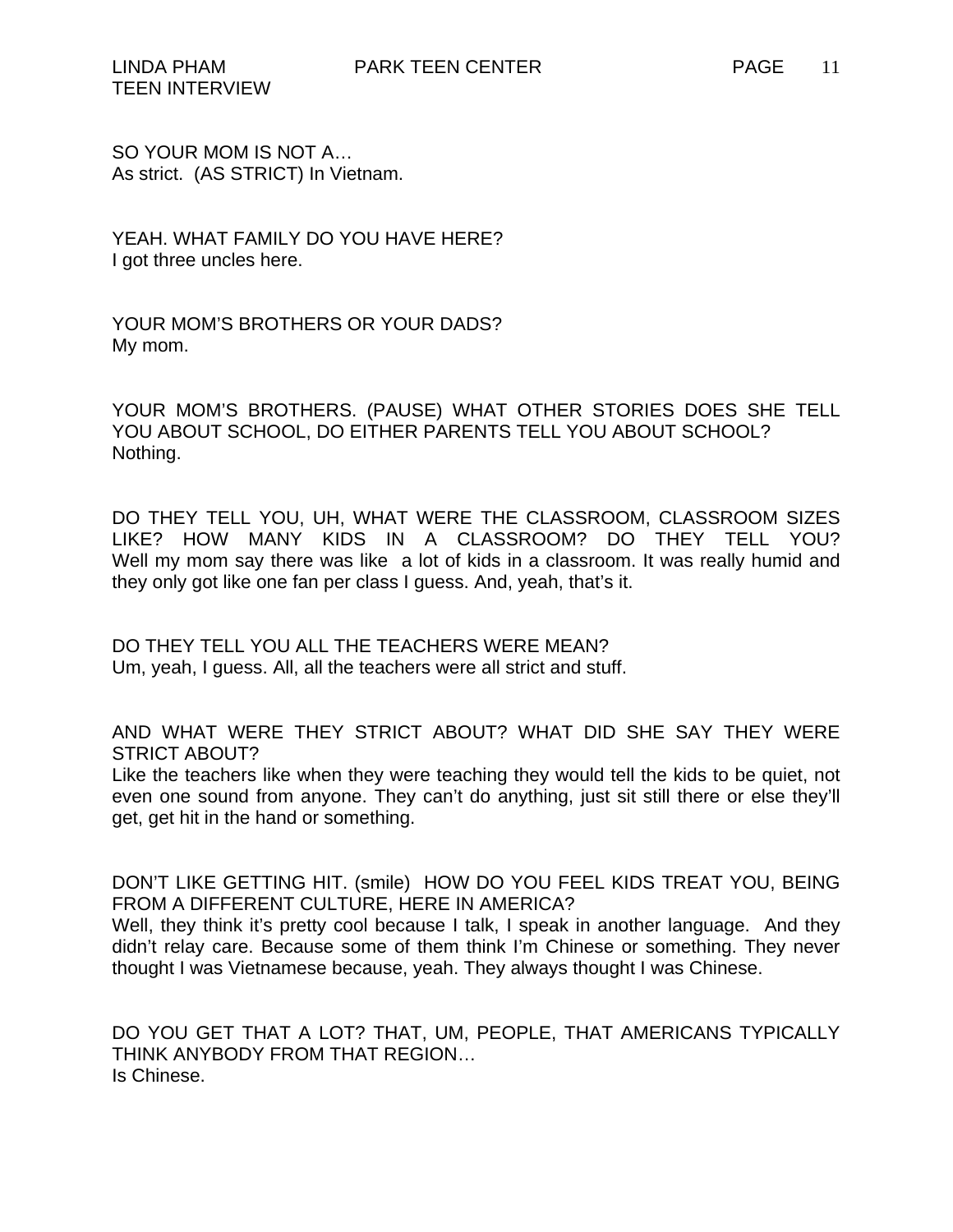SO YOUR MOM IS NOT A…
As strict. (AS STRICT) In Vietnam.

YEAH. WHAT FAMILY DO YOU HAVE HERE?
I got three uncles here.

YOUR MOM'S BROTHERS OR YOUR DADS?
My mom.

YOUR MOM'S BROTHERS. (PAUSE) WHAT OTHER STORIES DOES SHE TELL YOU ABOUT SCHOOL, DO EITHER PARENTS TELL YOU ABOUT SCHOOL?
Nothing.

DO THEY TELL YOU, UH, WHAT WERE THE CLASSROOM, CLASSROOM SIZES LIKE? HOW MANY KIDS IN A CLASSROOM? DO THEY TELL YOU?
Well my mom say there was like a lot of kids in a classroom. It was really humid and they only got like one fan per class I guess. And, yeah, that's it.

DO THEY TELL YOU ALL THE TEACHERS WERE MEAN?
Um, yeah, I guess. All, all the teachers were all strict and stuff.

AND WHAT WERE THEY STRICT ABOUT? WHAT DID SHE SAY THEY WERE STRICT ABOUT?
Like the teachers like when they were teaching they would tell the kids to be quiet, not even one sound from anyone. They can't do anything, just sit still there or else they'll get, get hit in the hand or something.

DON'T LIKE GETTING HIT. (smile) HOW DO YOU FEEL KIDS TREAT YOU, BEING FROM A DIFFERENT CULTURE, HERE IN AMERICA?
Well, they think it's pretty cool because I talk, I speak in another language. And they didn't relay care. Because some of them think I'm Chinese or something. They never thought I was Vietnamese because, yeah. They always thought I was Chinese.

DO YOU GET THAT A LOT? THAT, UM, PEOPLE, THAT AMERICANS TYPICALLY THINK ANYBODY FROM THAT REGION…
Is Chinese.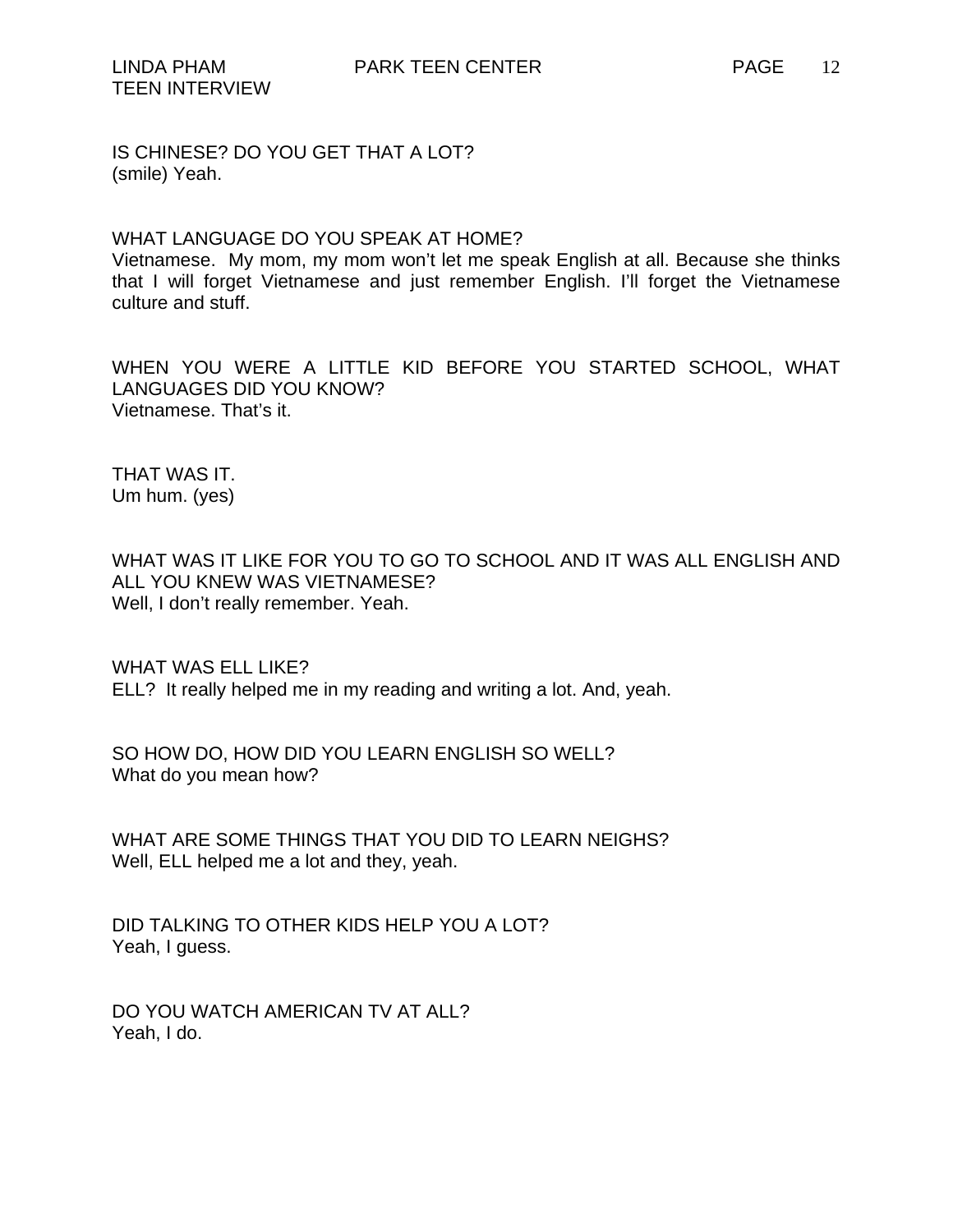IS CHINESE? DO YOU GET THAT A LOT?
(smile) Yeah.

WHAT LANGUAGE DO YOU SPEAK AT HOME?
Vietnamese. My mom, my mom won't let me speak English at all. Because she thinks that I will forget Vietnamese and just remember English. I'll forget the Vietnamese culture and stuff.

WHEN YOU WERE A LITTLE KID BEFORE YOU STARTED SCHOOL, WHAT LANGUAGES DID YOU KNOW?
Vietnamese. That's it.

THAT WAS IT.
Um hum. (yes)

WHAT WAS IT LIKE FOR YOU TO GO TO SCHOOL AND IT WAS ALL ENGLISH AND ALL YOU KNEW WAS VIETNAMESE?
Well, I don't really remember. Yeah.

WHAT WAS ELL LIKE?
ELL? It really helped me in my reading and writing a lot. And, yeah.

SO HOW DO, HOW DID YOU LEARN ENGLISH SO WELL?
What do you mean how?

WHAT ARE SOME THINGS THAT YOU DID TO LEARN NEIGHS?
Well, ELL helped me a lot and they, yeah.

DID TALKING TO OTHER KIDS HELP YOU A LOT?
Yeah, I guess.

DO YOU WATCH AMERICAN TV AT ALL?
Yeah, I do.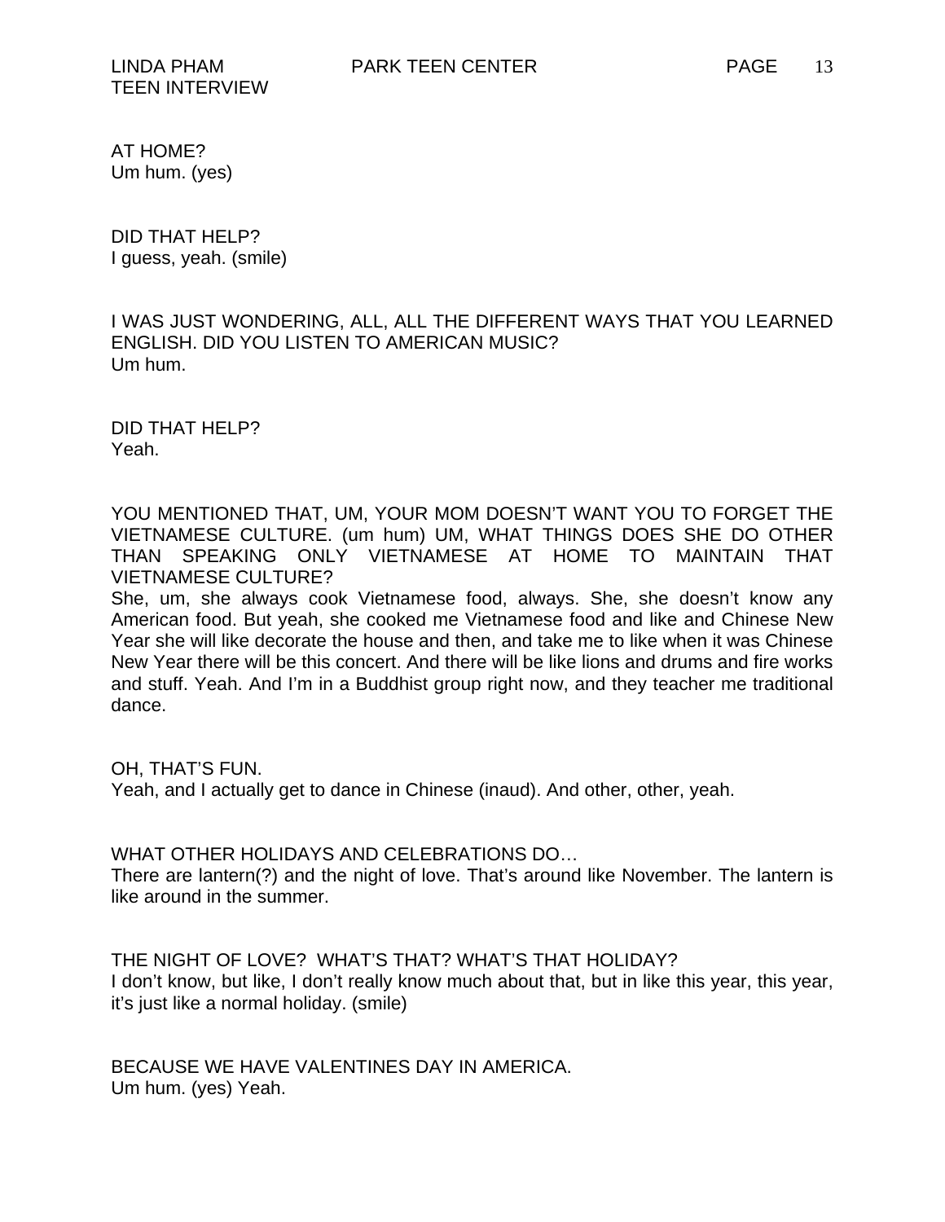AT HOME?
Um hum. (yes)

DID THAT HELP?
I guess, yeah. (smile)

I WAS JUST WONDERING, ALL, ALL THE DIFFERENT WAYS THAT YOU LEARNED ENGLISH. DID YOU LISTEN TO AMERICAN MUSIC?
Um hum.

DID THAT HELP?
Yeah.

YOU MENTIONED THAT, UM, YOUR MOM DOESN'T WANT YOU TO FORGET THE VIETNAMESE CULTURE. (um hum) UM, WHAT THINGS DOES SHE DO OTHER THAN SPEAKING ONLY VIETNAMESE AT HOME TO MAINTAIN THAT VIETNAMESE CULTURE?
She, um, she always cook Vietnamese food, always. She, she doesn't know any American food. But yeah, she cooked me Vietnamese food and like and Chinese New Year she will like decorate the house and then, and take me to like when it was Chinese New Year there will be this concert. And there will be like lions and drums and fire works and stuff. Yeah. And I'm in a Buddhist group right now, and they teacher me traditional dance.

OH, THAT'S FUN.
Yeah, and I actually get to dance in Chinese (inaud). And other, other, yeah.

WHAT OTHER HOLIDAYS AND CELEBRATIONS DO…
There are lantern(?) and the night of love. That's around like November. The lantern is like around in the summer.

THE NIGHT OF LOVE? WHAT'S THAT? WHAT'S THAT HOLIDAY?
I don't know, but like, I don't really know much about that, but in like this year, this year, it's just like a normal holiday. (smile)

BECAUSE WE HAVE VALENTINES DAY IN AMERICA.
Um hum. (yes) Yeah.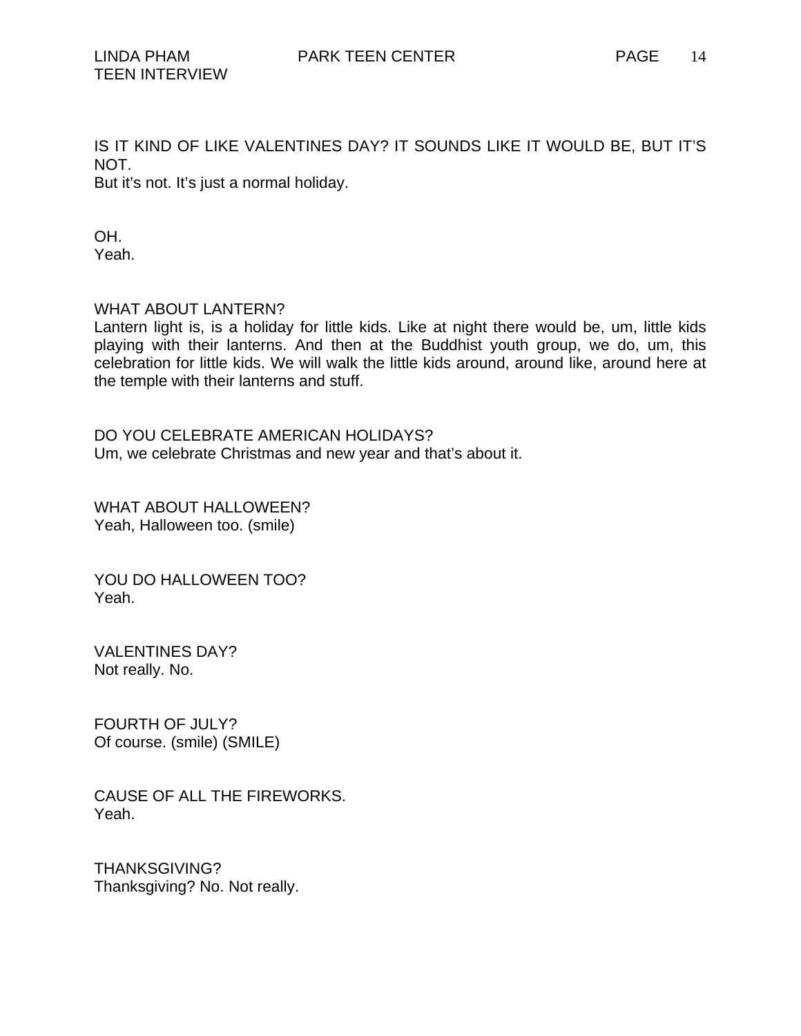IS IT KIND OF LIKE VALENTINES DAY? IT SOUNDS LIKE IT WOULD BE, BUT IT'S NOT.
But it's not. It's just a normal holiday.

OH.
Yeah.

WHAT ABOUT LANTERN?
Lantern light is, is a holiday for little kids. Like at night there would be, um, little kids playing with their lanterns. And then at the Buddhist youth group, we do, um, this celebration for little kids. We will walk the little kids around, around like, around here at the temple with their lanterns and stuff.

DO YOU CELEBRATE AMERICAN HOLIDAYS?
Um, we celebrate Christmas and new year and that's about it.

WHAT ABOUT HALLOWEEN?
Yeah, Halloween too. (smile)

YOU DO HALLOWEEN TOO?
Yeah.

VALENTINES DAY?
Not really. No.

FOURTH OF JULY?
Of course. (smile) (SMILE)

CAUSE OF ALL THE FIREWORKS.
Yeah.

THANKSGIVING?
Thanksgiving? No. Not really.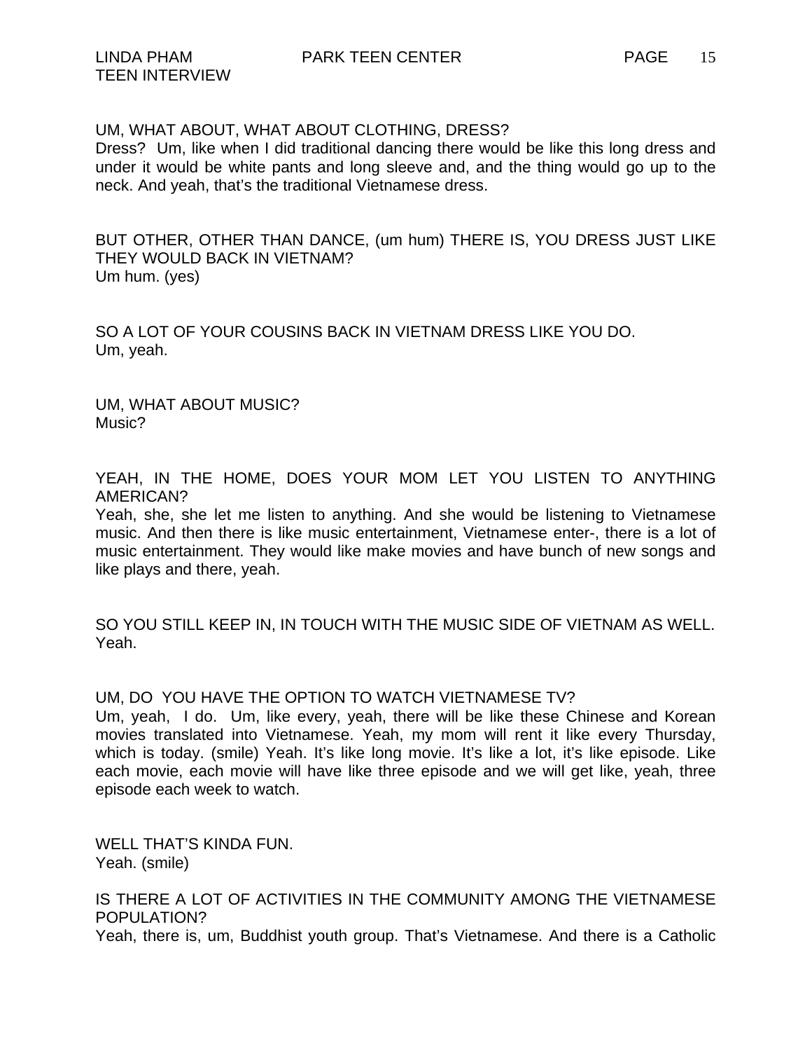UM, WHAT ABOUT, WHAT ABOUT CLOTHING, DRESS?
Dress? Um, like when I did traditional dancing there would be like this long dress and under it would be white pants and long sleeve and, and the thing would go up to the neck. And yeah, that's the traditional Vietnamese dress.

BUT OTHER, OTHER THAN DANCE, (um hum) THERE IS, YOU DRESS JUST LIKE THEY WOULD BACK IN VIETNAM?
Um hum. (yes)

SO A LOT OF YOUR COUSINS BACK IN VIETNAM DRESS LIKE YOU DO.
Um, yeah.

UM, WHAT ABOUT MUSIC?
Music?

YEAH, IN THE HOME, DOES YOUR MOM LET YOU LISTEN TO ANYTHING AMERICAN?
Yeah, she, she let me listen to anything. And she would be listening to Vietnamese music. And then there is like music entertainment, Vietnamese enter-, there is a lot of music entertainment. They would like make movies and have bunch of new songs and like plays and there, yeah.

SO YOU STILL KEEP IN, IN TOUCH WITH THE MUSIC SIDE OF VIETNAM AS WELL.
Yeah.

UM, DO YOU HAVE THE OPTION TO WATCH VIETNAMESE TV?
Um, yeah, I do. Um, like every, yeah, there will be like these Chinese and Korean movies translated into Vietnamese. Yeah, my mom will rent it like every Thursday, which is today. (smile) Yeah. It's like long movie. It's like a lot, it's like episode. Like each movie, each movie will have like three episode and we will get like, yeah, three episode each week to watch.

WELL THAT'S KINDA FUN.
Yeah. (smile)

IS THERE A LOT OF ACTIVITIES IN THE COMMUNITY AMONG THE VIETNAMESE POPULATION?
Yeah, there is, um, Buddhist youth group. That's Vietnamese. And there is a Catholic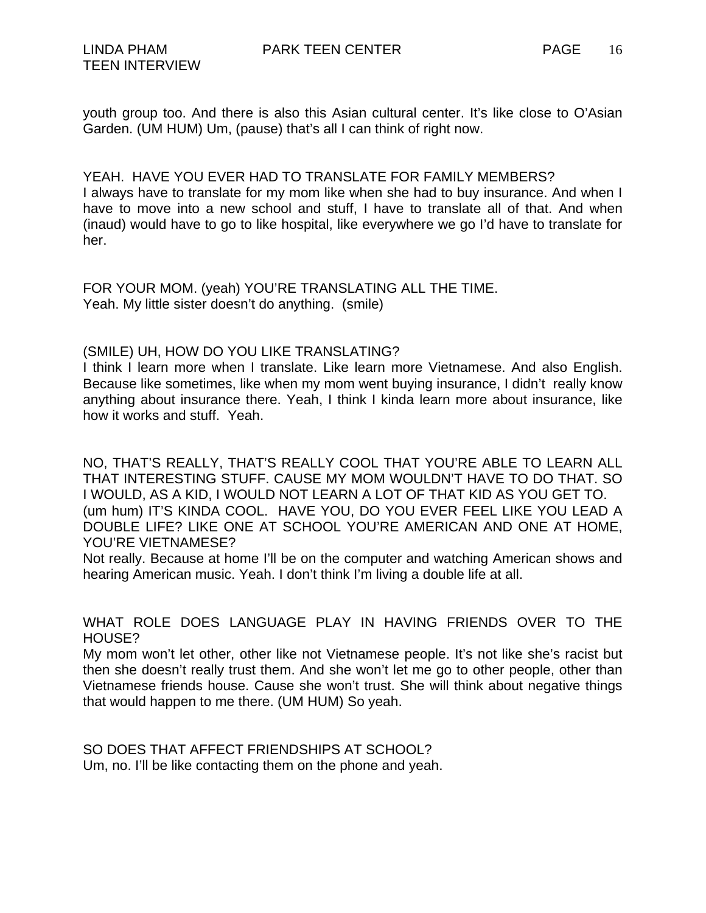youth group too. And there is also this Asian cultural center. It's like close to O'Asian Garden. (UM HUM) Um, (pause) that's all I can think of right now.

YEAH. HAVE YOU EVER HAD TO TRANSLATE FOR FAMILY MEMBERS?
I always have to translate for my mom like when she had to buy insurance. And when I have to move into a new school and stuff, I have to translate all of that. And when (inaud) would have to go to like hospital, like everywhere we go I'd have to translate for her.

FOR YOUR MOM. (yeah) YOU'RE TRANSLATING ALL THE TIME.
Yeah. My little sister doesn't do anything. (smile)

(SMILE) UH, HOW DO YOU LIKE TRANSLATING?
I think I learn more when I translate. Like learn more Vietnamese. And also English. Because like sometimes, like when my mom went buying insurance, I didn't really know anything about insurance there. Yeah, I think I kinda learn more about insurance, like how it works and stuff. Yeah.

NO, THAT'S REALLY, THAT'S REALLY COOL THAT YOU'RE ABLE TO LEARN ALL THAT INTERESTING STUFF. CAUSE MY MOM WOULDN'T HAVE TO DO THAT. SO I WOULD, AS A KID, I WOULD NOT LEARN A LOT OF THAT KID AS YOU GET TO. (um hum) IT'S KINDA COOL. HAVE YOU, DO YOU EVER FEEL LIKE YOU LEAD A DOUBLE LIFE? LIKE ONE AT SCHOOL YOU'RE AMERICAN AND ONE AT HOME, YOU'RE VIETNAMESE?
Not really. Because at home I'll be on the computer and watching American shows and hearing American music. Yeah. I don't think I'm living a double life at all.

WHAT ROLE DOES LANGUAGE PLAY IN HAVING FRIENDS OVER TO THE HOUSE?
My mom won't let other, other like not Vietnamese people. It's not like she's racist but then she doesn't really trust them. And she won't let me go to other people, other than Vietnamese friends house. Cause she won't trust. She will think about negative things that would happen to me there. (UM HUM) So yeah.

SO DOES THAT AFFECT FRIENDSHIPS AT SCHOOL?
Um, no. I'll be like contacting them on the phone and yeah.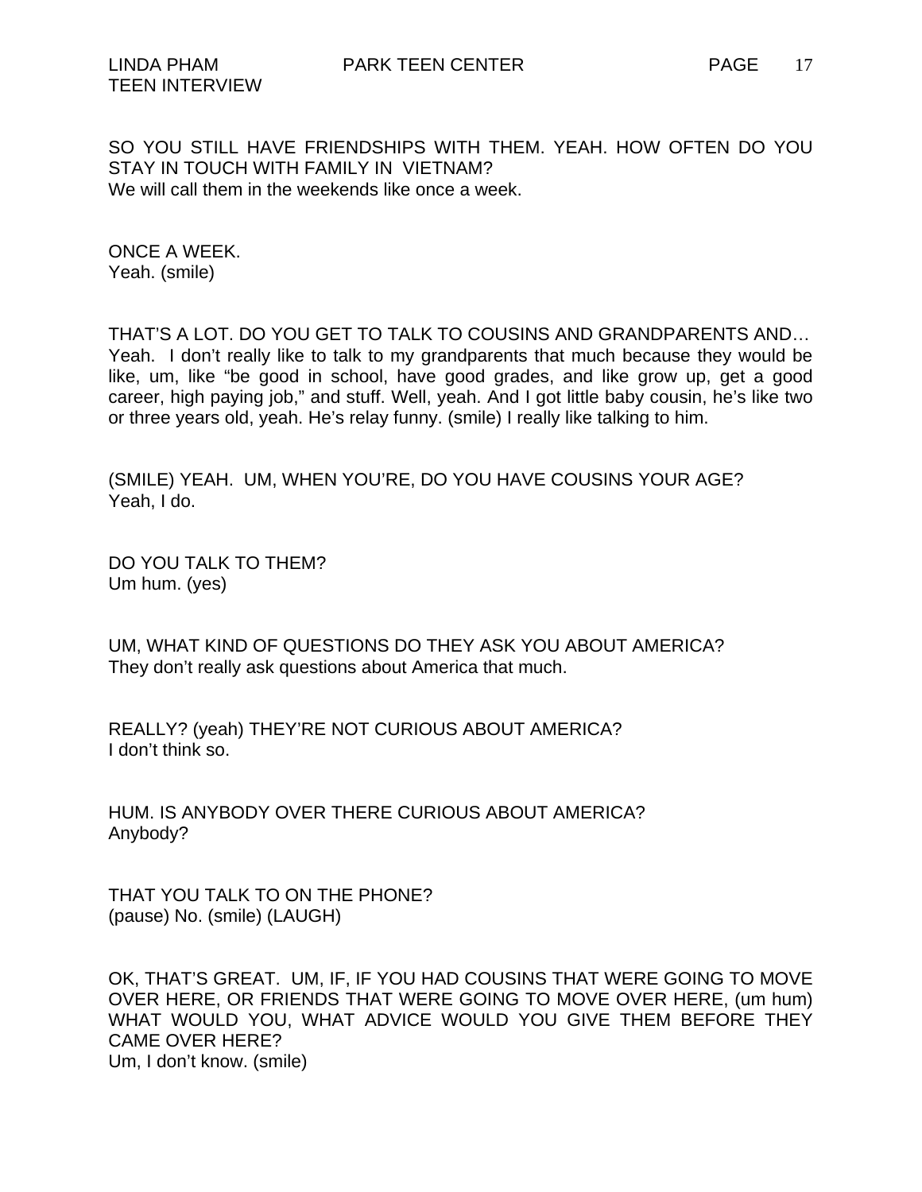SO YOU STILL HAVE FRIENDSHIPS WITH THEM. YEAH. HOW OFTEN DO YOU STAY IN TOUCH WITH FAMILY IN VIETNAM?
We will call them in the weekends like once a week.

ONCE A WEEK.
Yeah. (smile)

THAT'S A LOT. DO YOU GET TO TALK TO COUSINS AND GRANDPARENTS AND…
Yeah. I don't really like to talk to my grandparents that much because they would be like, um, like "be good in school, have good grades, and like grow up, get a good career, high paying job," and stuff. Well, yeah. And I got little baby cousin, he's like two or three years old, yeah. He's relay funny. (smile) I really like talking to him.

(SMILE) YEAH. UM, WHEN YOU'RE, DO YOU HAVE COUSINS YOUR AGE?
Yeah, I do.

DO YOU TALK TO THEM?
Um hum. (yes)

UM, WHAT KIND OF QUESTIONS DO THEY ASK YOU ABOUT AMERICA?
They don't really ask questions about America that much.

REALLY? (yeah) THEY'RE NOT CURIOUS ABOUT AMERICA?
I don't think so.

HUM. IS ANYBODY OVER THERE CURIOUS ABOUT AMERICA?
Anybody?

THAT YOU TALK TO ON THE PHONE?
(pause) No. (smile) (LAUGH)

OK, THAT'S GREAT. UM, IF, IF YOU HAD COUSINS THAT WERE GOING TO MOVE OVER HERE, OR FRIENDS THAT WERE GOING TO MOVE OVER HERE, (um hum) WHAT WOULD YOU, WHAT ADVICE WOULD YOU GIVE THEM BEFORE THEY CAME OVER HERE?
Um, I don't know. (smile)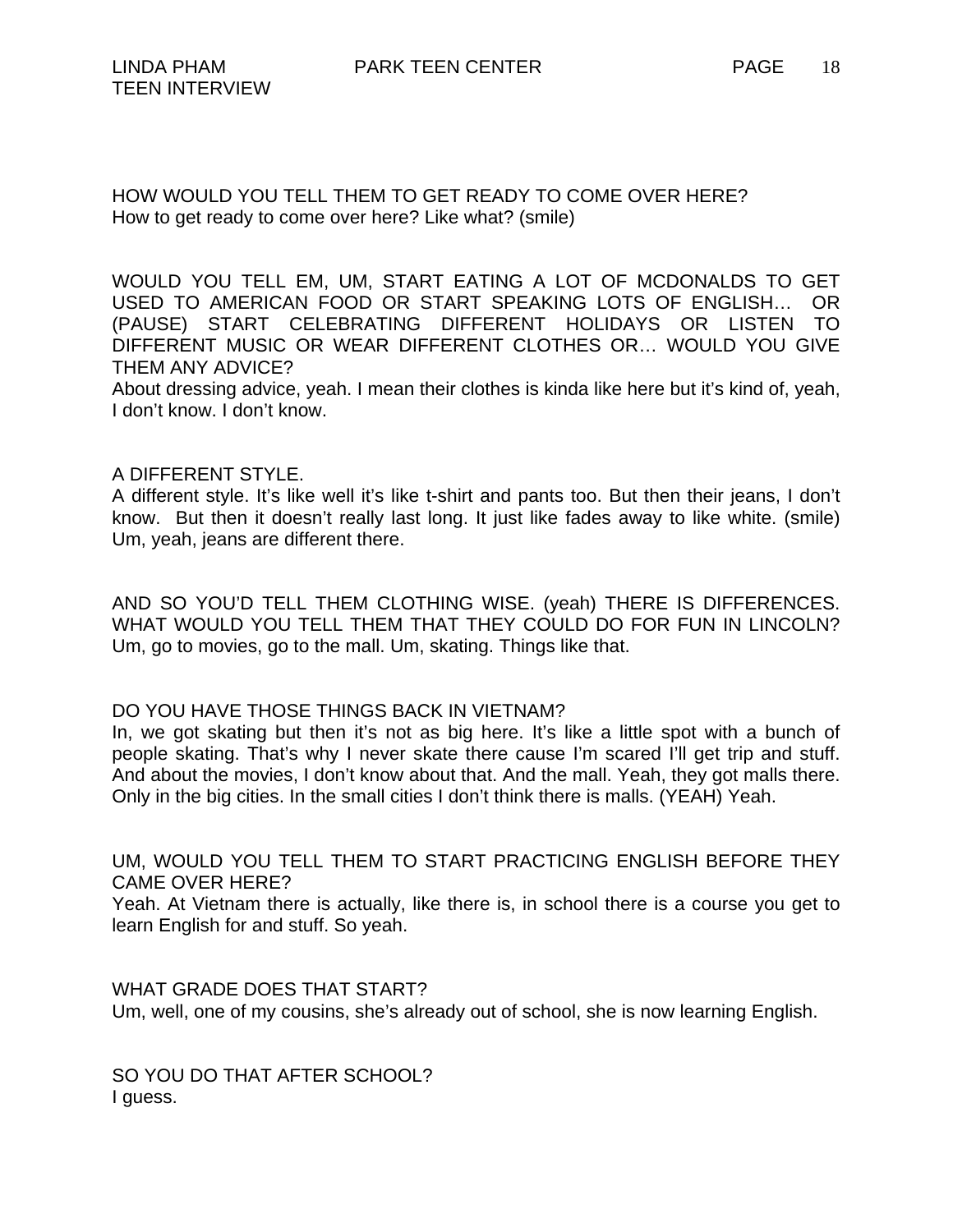HOW WOULD YOU TELL THEM TO GET READY TO COME OVER HERE?
How to get ready to come over here? Like what? (smile)

WOULD YOU TELL EM, UM, START EATING A LOT OF MCDONALDS TO GET USED TO AMERICAN FOOD OR START SPEAKING LOTS OF ENGLISH… OR (PAUSE) START CELEBRATING DIFFERENT HOLIDAYS OR LISTEN TO DIFFERENT MUSIC OR WEAR DIFFERENT CLOTHES OR… WOULD YOU GIVE THEM ANY ADVICE?
About dressing advice, yeah. I mean their clothes is kinda like here but it's kind of, yeah, I don't know. I don't know.

A DIFFERENT STYLE.
A different style. It's like well it's like t-shirt and pants too. But then their jeans, I don't know. But then it doesn't really last long. It just like fades away to like white. (smile) Um, yeah, jeans are different there.

AND SO YOU'D TELL THEM CLOTHING WISE. (yeah) THERE IS DIFFERENCES. WHAT WOULD YOU TELL THEM THAT THEY COULD DO FOR FUN IN LINCOLN?
Um, go to movies, go to the mall. Um, skating. Things like that.

DO YOU HAVE THOSE THINGS BACK IN VIETNAM?
In, we got skating but then it's not as big here. It's like a little spot with a bunch of people skating. That's why I never skate there cause I'm scared I'll get trip and stuff. And about the movies, I don't know about that. And the mall. Yeah, they got malls there. Only in the big cities. In the small cities I don't think there is malls. (YEAH) Yeah.

UM, WOULD YOU TELL THEM TO START PRACTICING ENGLISH BEFORE THEY CAME OVER HERE?
Yeah. At Vietnam there is actually, like there is, in school there is a course you get to learn English for and stuff. So yeah.

WHAT GRADE DOES THAT START?
Um, well, one of my cousins, she's already out of school, she is now learning English.

SO YOU DO THAT AFTER SCHOOL?
I guess.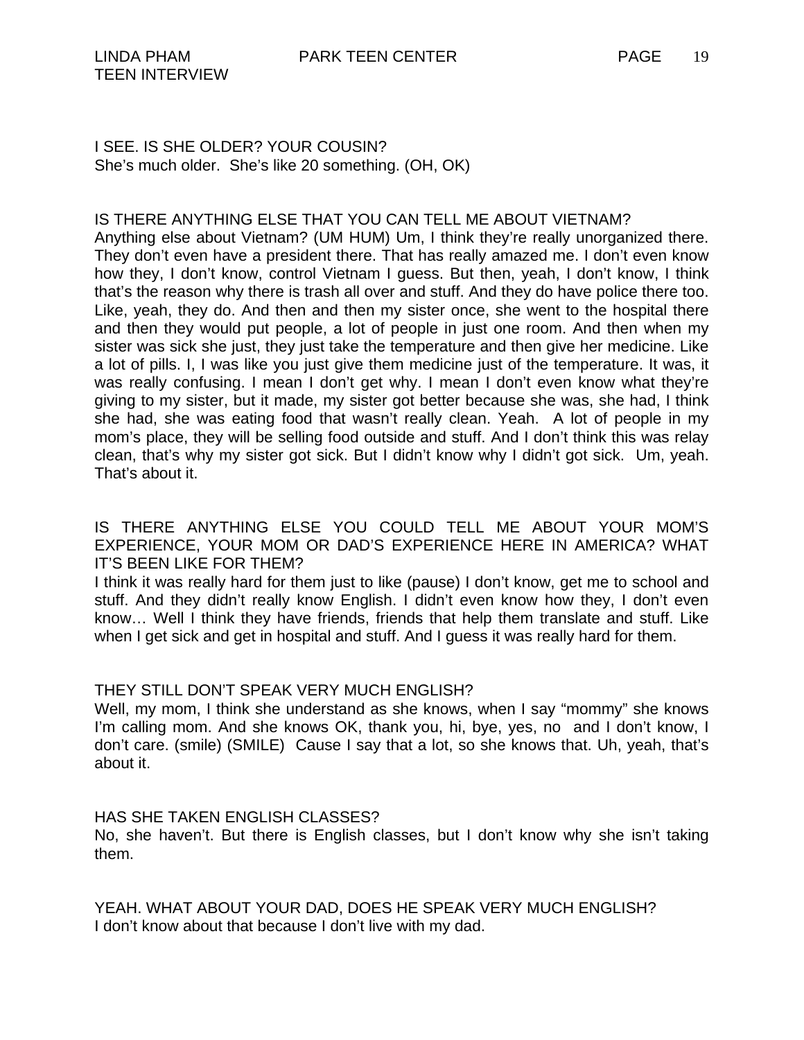I SEE. IS SHE OLDER? YOUR COUSIN?
She's much older. She's like 20 something. (OH, OK)

IS THERE ANYTHING ELSE THAT YOU CAN TELL ME ABOUT VIETNAM?
Anything else about Vietnam? (UM HUM) Um, I think they're really unorganized there. They don't even have a president there. That has really amazed me. I don't even know how they, I don't know, control Vietnam I guess. But then, yeah, I don't know, I think that's the reason why there is trash all over and stuff. And they do have police there too. Like, yeah, they do. And then and then my sister once, she went to the hospital there and then they would put people, a lot of people in just one room. And then when my sister was sick she just, they just take the temperature and then give her medicine. Like a lot of pills. I, I was like you just give them medicine just of the temperature. It was, it was really confusing. I mean I don't get why. I mean I don't even know what they're giving to my sister, but it made, my sister got better because she was, she had, I think she had, she was eating food that wasn't really clean. Yeah. A lot of people in my mom's place, they will be selling food outside and stuff. And I don't think this was relay clean, that's why my sister got sick. But I didn't know why I didn't got sick. Um, yeah. That's about it.

IS THERE ANYTHING ELSE YOU COULD TELL ME ABOUT YOUR MOM'S EXPERIENCE, YOUR MOM OR DAD'S EXPERIENCE HERE IN AMERICA? WHAT IT'S BEEN LIKE FOR THEM?
I think it was really hard for them just to like (pause) I don't know, get me to school and stuff. And they didn't really know English. I didn't even know how they, I don't even know… Well I think they have friends, friends that help them translate and stuff. Like when I get sick and get in hospital and stuff. And I guess it was really hard for them.

THEY STILL DON'T SPEAK VERY MUCH ENGLISH?
Well, my mom, I think she understand as she knows, when I say "mommy" she knows I'm calling mom. And she knows OK, thank you, hi, bye, yes, no and I don't know, I don't care. (smile) (SMILE) Cause I say that a lot, so she knows that. Uh, yeah, that's about it.

HAS SHE TAKEN ENGLISH CLASSES?
No, she haven't. But there is English classes, but I don't know why she isn't taking them.

YEAH. WHAT ABOUT YOUR DAD, DOES HE SPEAK VERY MUCH ENGLISH?
I don't know about that because I don't live with my dad.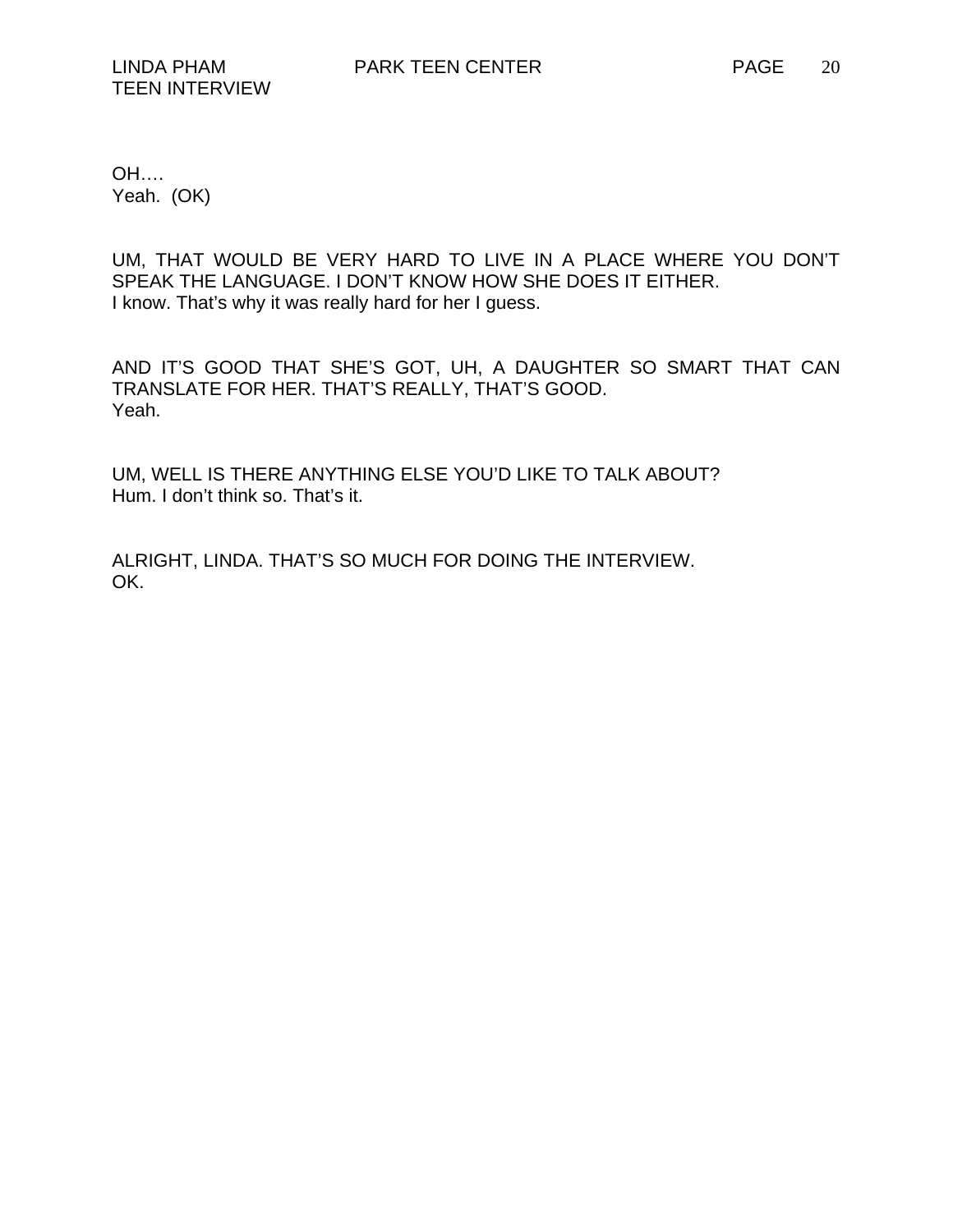OH….
Yeah.  (OK)

UM, THAT WOULD BE VERY HARD TO LIVE IN A PLACE WHERE YOU DON'T SPEAK THE LANGUAGE. I DON'T KNOW HOW SHE DOES IT EITHER.
I know. That's why it was really hard for her I guess.

AND IT'S GOOD THAT SHE'S GOT, UH, A DAUGHTER SO SMART THAT CAN TRANSLATE FOR HER. THAT'S REALLY, THAT'S GOOD.
Yeah.

UM, WELL IS THERE ANYTHING ELSE YOU'D LIKE TO TALK ABOUT?
Hum. I don't think so. That's it.

ALRIGHT, LINDA. THAT'S SO MUCH FOR DOING THE INTERVIEW.
OK.